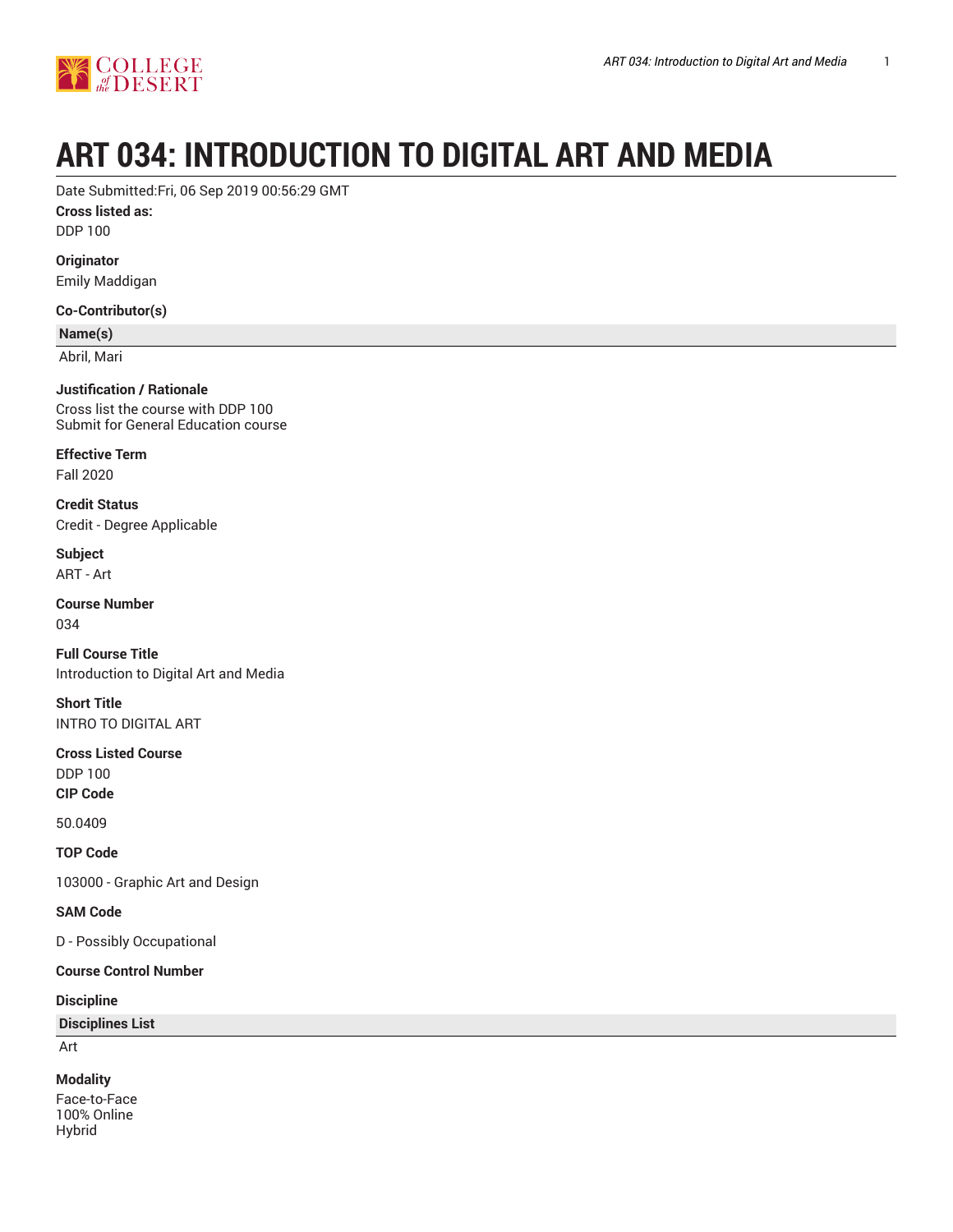# ART 034: INTRODUCTION TO DIGITAL ART AND MEDIA

Date Submitted:Fri, 06 Sep 2019 00:56:29 GMT

**Cross listed as:**

DDP 100

**Originator**

Emily Maddigan

**Co-Contributor(s)**

| Name(s) |
| --- |
| Abril, Mari |

**Justification / Rationale**

Cross list the course with DDP 100
Submit for General Education course

**Effective Term**

Fall 2020

**Credit Status**

Credit - Degree Applicable

**Subject**

ART - Art

**Course Number**

034

**Full Course Title**

Introduction to Digital Art and Media

**Short Title**

INTRO TO DIGITAL ART

**Cross Listed Course**

DDP 100

**CIP Code**

50.0409

**TOP Code**

103000 - Graphic Art and Design

**SAM Code**

D - Possibly Occupational

**Course Control Number**

**Discipline**

| Disciplines List |
| --- |
| Art |

**Modality**

Face-to-Face
100% Online
Hybrid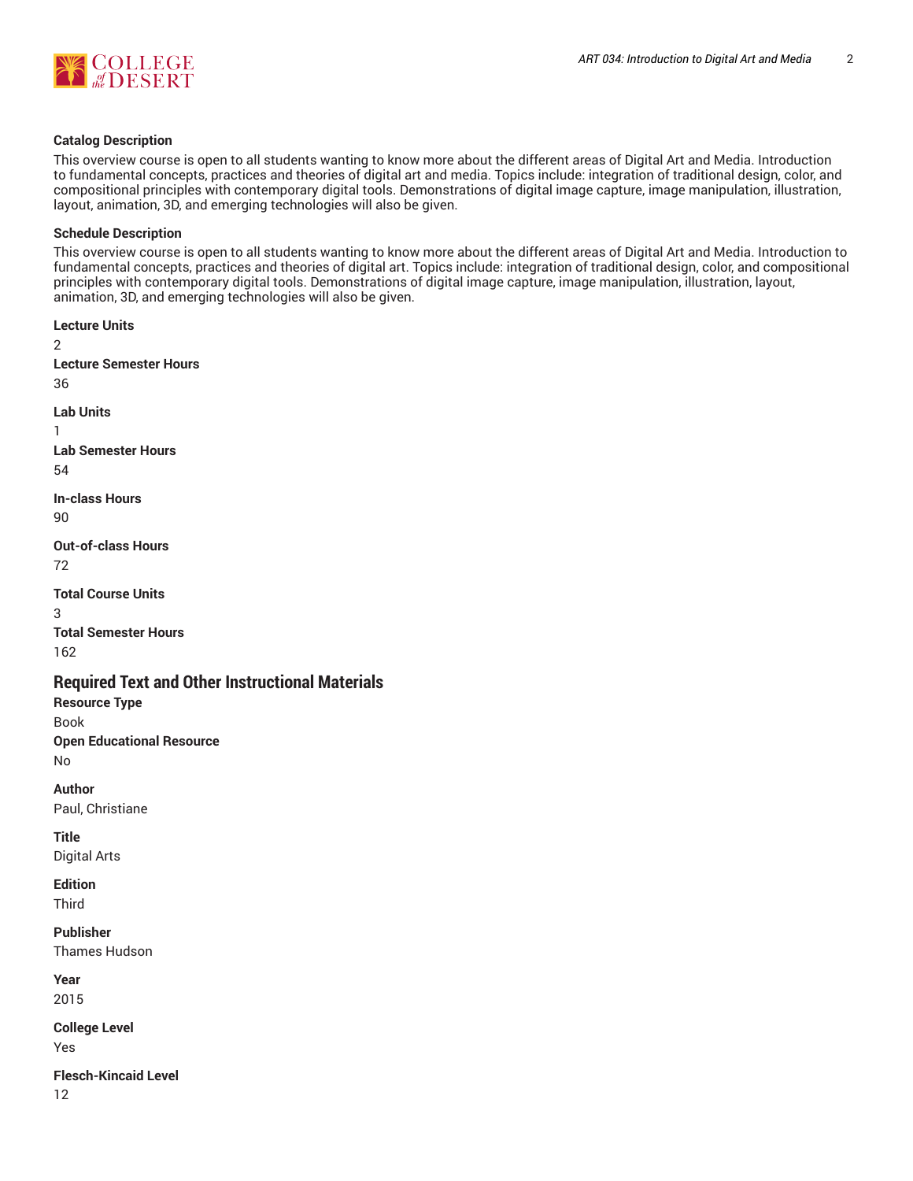**Catalog Description**

This overview course is open to all students wanting to know more about the different areas of Digital Art and Media. Introduction to fundamental concepts, practices and theories of digital art and media. Topics include: integration of traditional design, color, and compositional principles with contemporary digital tools. Demonstrations of digital image capture, image manipulation, illustration, layout, animation, 3D, and emerging technologies will also be given.

**Schedule Description**

This overview course is open to all students wanting to know more about the different areas of Digital Art and Media. Introduction to fundamental concepts, practices and theories of digital art. Topics include: integration of traditional design, color, and compositional principles with contemporary digital tools. Demonstrations of digital image capture, image manipulation, illustration, layout, animation, 3D, and emerging technologies will also be given.

**Lecture Units**

2

**Lecture Semester Hours**

36

**Lab Units**

1

**Lab Semester Hours**

54

**In-class Hours**

90

**Out-of-class Hours**

72

**Total Course Units**

3

**Total Semester Hours**

162

## Required Text and Other Instructional Materials

**Resource Type**

Book

**Open Educational Resource**

No

**Author**

Paul, Christiane

**Title**

Digital Arts

**Edition**

Third

**Publisher**

Thames Hudson

**Year**

2015

**College Level**

Yes

**Flesch-Kincaid Level**

12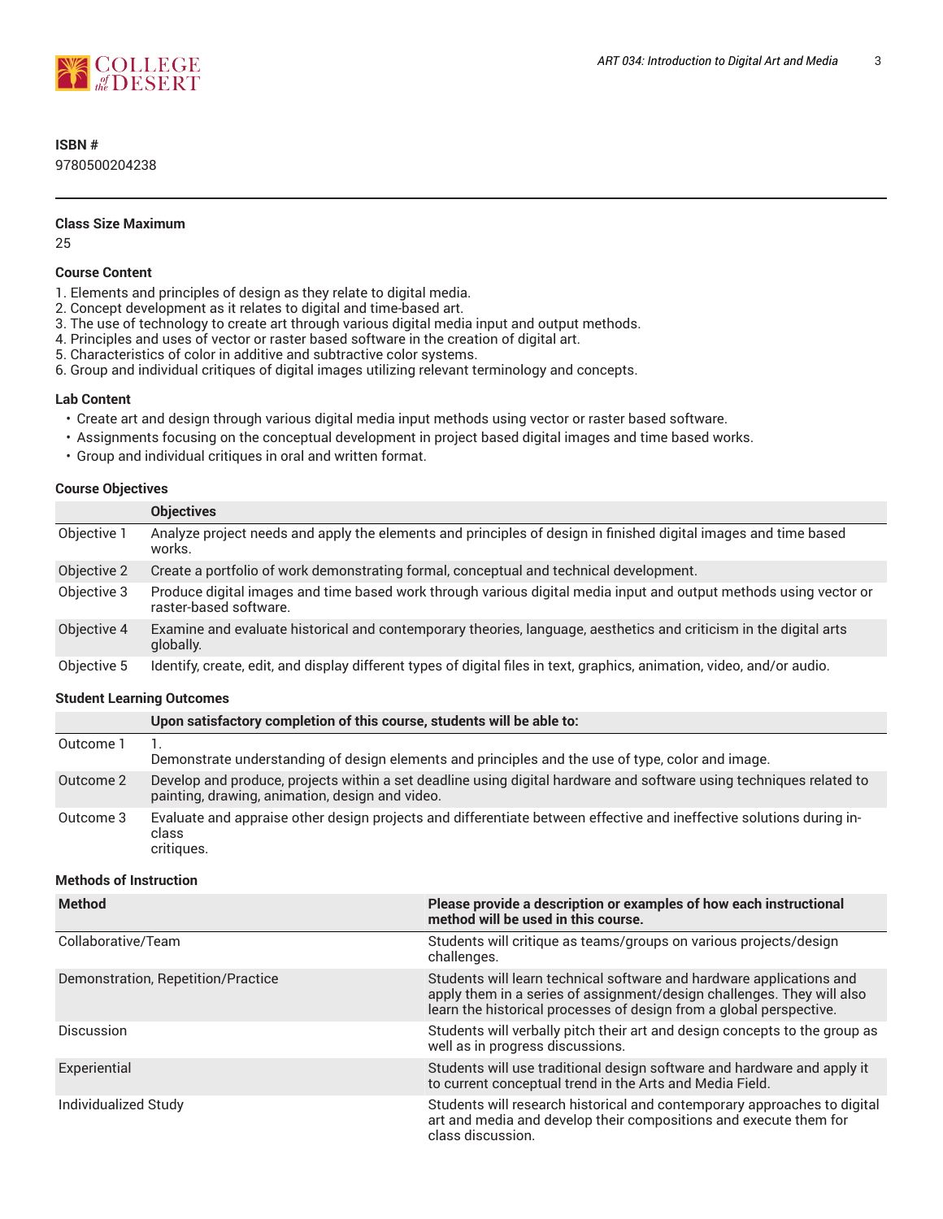**ISBN #**

9780500204238

---

**Class Size Maximum**

25

**Course Content**

1. Elements and principles of design as they relate to digital media.
2. Concept development as it relates to digital and time-based art.
3. The use of technology to create art through various digital media input and output methods.
4. Principles and uses of vector or raster based software in the creation of digital art.
5. Characteristics of color in additive and subtractive color systems.
6. Group and individual critiques of digital images utilizing relevant terminology and concepts.

**Lab Content**

- Create art and design through various digital media input methods using vector or raster based software.
- Assignments focusing on the conceptual development in project based digital images and time based works.
- Group and individual critiques in oral and written format.

**Course Objectives**

| | Objectives |
|---|---|
| Objective 1 | Analyze project needs and apply the elements and principles of design in finished digital images and time based works. |
| Objective 2 | Create a portfolio of work demonstrating formal, conceptual and technical development. |
| Objective 3 | Produce digital images and time based work through various digital media input and output methods using vector or raster-based software. |
| Objective 4 | Examine and evaluate historical and contemporary theories, language, aesthetics and criticism in the digital arts globally. |
| Objective 5 | Identify, create, edit, and display different types of digital files in text, graphics, animation, video, and/or audio. |

**Student Learning Outcomes**

| | Upon satisfactory completion of this course, students will be able to: |
|---|---|
| Outcome 1 | 1. Demonstrate understanding of design elements and principles and the use of type, color and image. |
| Outcome 2 | Develop and produce, projects within a set deadline using digital hardware and software using techniques related to painting, drawing, animation, design and video. |
| Outcome 3 | Evaluate and appraise other design projects and differentiate between effective and ineffective solutions during in-class critiques. |

**Methods of Instruction**

| Method | Please provide a description or examples of how each instructional method will be used in this course. |
|---|---|
| Collaborative/Team | Students will critique as teams/groups on various projects/design challenges. |
| Demonstration, Repetition/Practice | Students will learn technical software and hardware applications and apply them in a series of assignment/design challenges. They will also learn the historical processes of design from a global perspective. |
| Discussion | Students will verbally pitch their art and design concepts to the group as well as in progress discussions. |
| Experiential | Students will use traditional design software and hardware and apply it to current conceptual trend in the Arts and Media Field. |
| Individualized Study | Students will research historical and contemporary approaches to digital art and media and develop their compositions and execute them for class discussion. |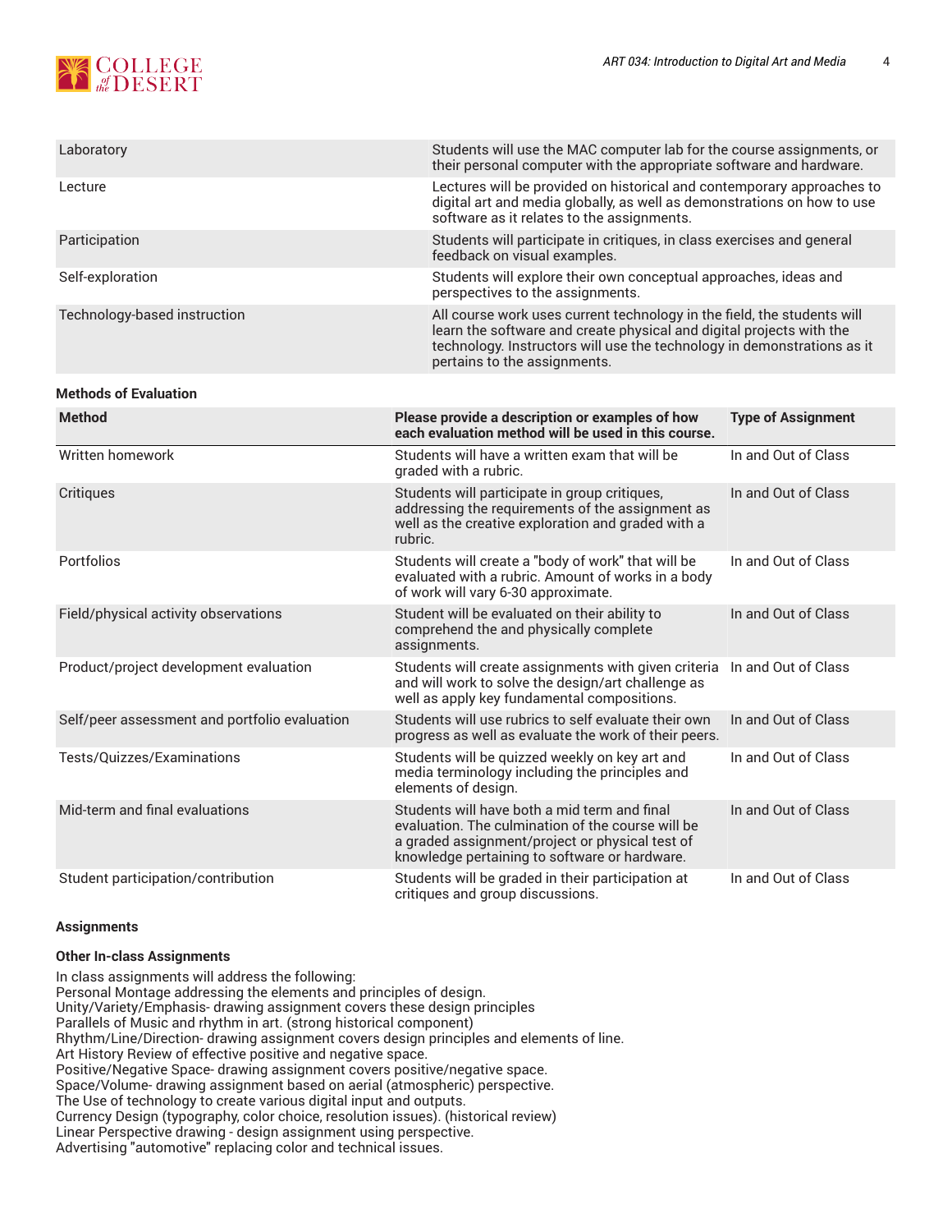| | |
|---|---|
| Laboratory | Students will use the MAC computer lab for the course assignments, or their personal computer with the appropriate software and hardware. |
| Lecture | Lectures will be provided on historical and contemporary approaches to digital art and media globally, as well as demonstrations on how to use software as it relates to the assignments. |
| Participation | Students will participate in critiques, in class exercises and general feedback on visual examples. |
| Self-exploration | Students will explore their own conceptual approaches, ideas and perspectives to the assignments. |
| Technology-based instruction | All course work uses current technology in the field, the students will learn the software and create physical and digital projects with the technology. Instructors will use the technology in demonstrations as it pertains to the assignments. |

**Methods of Evaluation**

| Method | Please provide a description or examples of how each evaluation method will be used in this course. | Type of Assignment |
|---|---|---|
| Written homework | Students will have a written exam that will be graded with a rubric. | In and Out of Class |
| Critiques | Students will participate in group critiques, addressing the requirements of the assignment as well as the creative exploration and graded with a rubric. | In and Out of Class |
| Portfolios | Students will create a "body of work" that will be evaluated with a rubric. Amount of works in a body of work will vary 6-30 approximate. | In and Out of Class |
| Field/physical activity observations | Student will be evaluated on their ability to comprehend the and physically complete assignments. | In and Out of Class |
| Product/project development evaluation | Students will create assignments with given criteria and will work to solve the design/art challenge as well as apply key fundamental compositions. | In and Out of Class |
| Self/peer assessment and portfolio evaluation | Students will use rubrics to self evaluate their own progress as well as evaluate the work of their peers. | In and Out of Class |
| Tests/Quizzes/Examinations | Students will be quizzed weekly on key art and media terminology including the principles and elements of design. | In and Out of Class |
| Mid-term and final evaluations | Students will have both a mid term and final evaluation. The culmination of the course will be a graded assignment/project or physical test of knowledge pertaining to software or hardware. | In and Out of Class |
| Student participation/contribution | Students will be graded in their participation at critiques and group discussions. | In and Out of Class |

**Assignments**

**Other In-class Assignments**

In class assignments will address the following:
Personal Montage addressing the elements and principles of design.
Unity/Variety/Emphasis- drawing assignment covers these design principles
Parallels of Music and rhythm in art. (strong historical component)
Rhythm/Line/Direction- drawing assignment covers design principles and elements of line.
Art History Review of effective positive and negative space.
Positive/Negative Space- drawing assignment covers positive/negative space.
Space/Volume- drawing assignment based on aerial (atmospheric) perspective.
The Use of technology to create various digital input and outputs.
Currency Design (typography, color choice, resolution issues). (historical review)
Linear Perspective drawing - design assignment using perspective.
Advertising "automotive" replacing color and technical issues.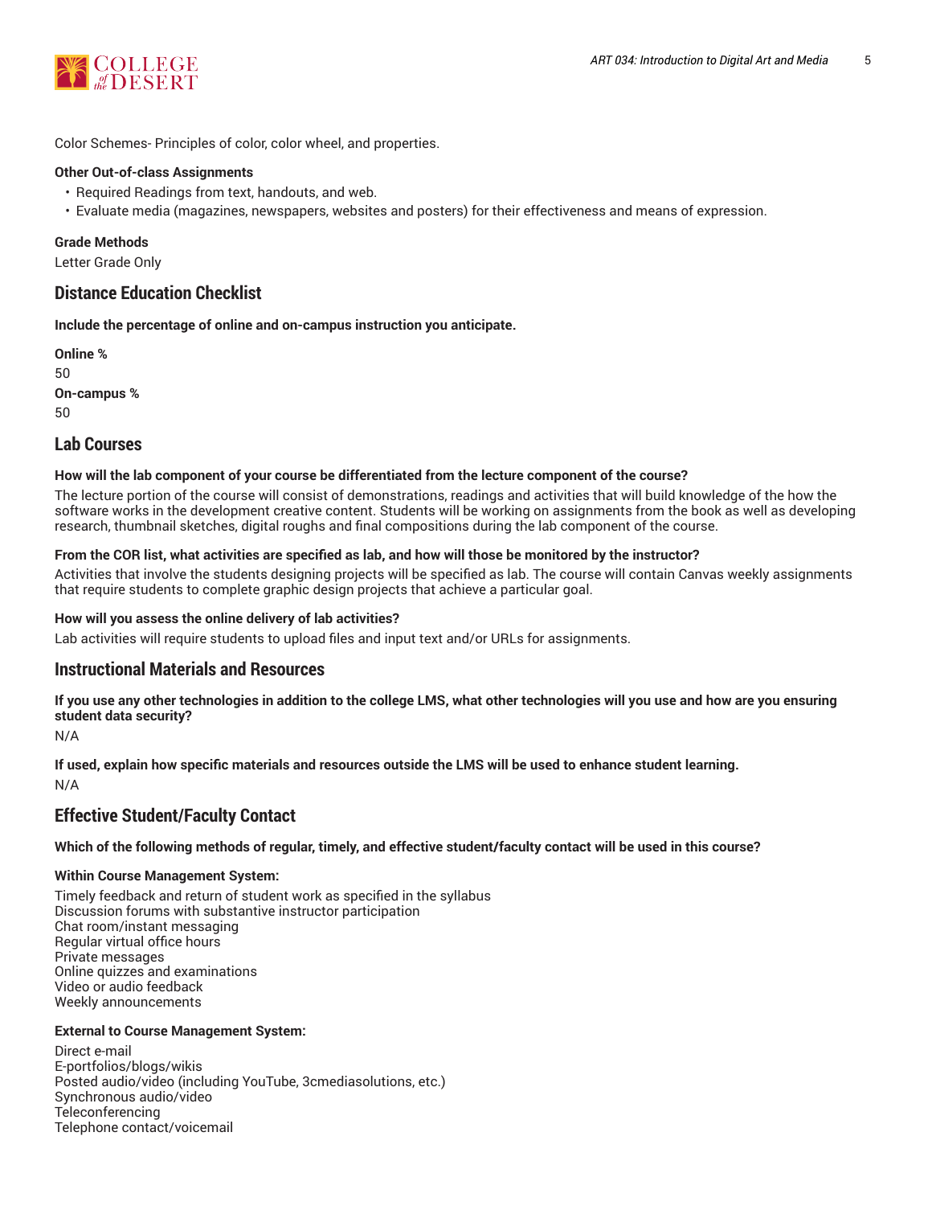Color Schemes- Principles of color, color wheel, and properties.

**Other Out-of-class Assignments**

- Required Readings from text, handouts, and web.
- Evaluate media (magazines, newspapers, websites and posters) for their effectiveness and means of expression.

**Grade Methods**

Letter Grade Only

## Distance Education Checklist

**Include the percentage of online and on-campus instruction you anticipate.**

**Online %**

50

**On-campus %**

50

## Lab Courses

**How will the lab component of your course be differentiated from the lecture component of the course?**

The lecture portion of the course will consist of demonstrations, readings and activities that will build knowledge of the how the software works in the development creative content. Students will be working on assignments from the book as well as developing research, thumbnail sketches, digital roughs and final compositions during the lab component of the course.

**From the COR list, what activities are specified as lab, and how will those be monitored by the instructor?**

Activities that involve the students designing projects will be specified as lab. The course will contain Canvas weekly assignments that require students to complete graphic design projects that achieve a particular goal.

**How will you assess the online delivery of lab activities?**

Lab activities will require students to upload files and input text and/or URLs for assignments.

## Instructional Materials and Resources

**If you use any other technologies in addition to the college LMS, what other technologies will you use and how are you ensuring student data security?**

N/A

**If used, explain how specific materials and resources outside the LMS will be used to enhance student learning.**

N/A

## Effective Student/Faculty Contact

**Which of the following methods of regular, timely, and effective student/faculty contact will be used in this course?**

**Within Course Management System:**

Timely feedback and return of student work as specified in the syllabus
Discussion forums with substantive instructor participation
Chat room/instant messaging
Regular virtual office hours
Private messages
Online quizzes and examinations
Video or audio feedback
Weekly announcements

**External to Course Management System:**

Direct e-mail
E-portfolios/blogs/wikis
Posted audio/video (including YouTube, 3cmediasolutions, etc.)
Synchronous audio/video
Teleconferencing
Telephone contact/voicemail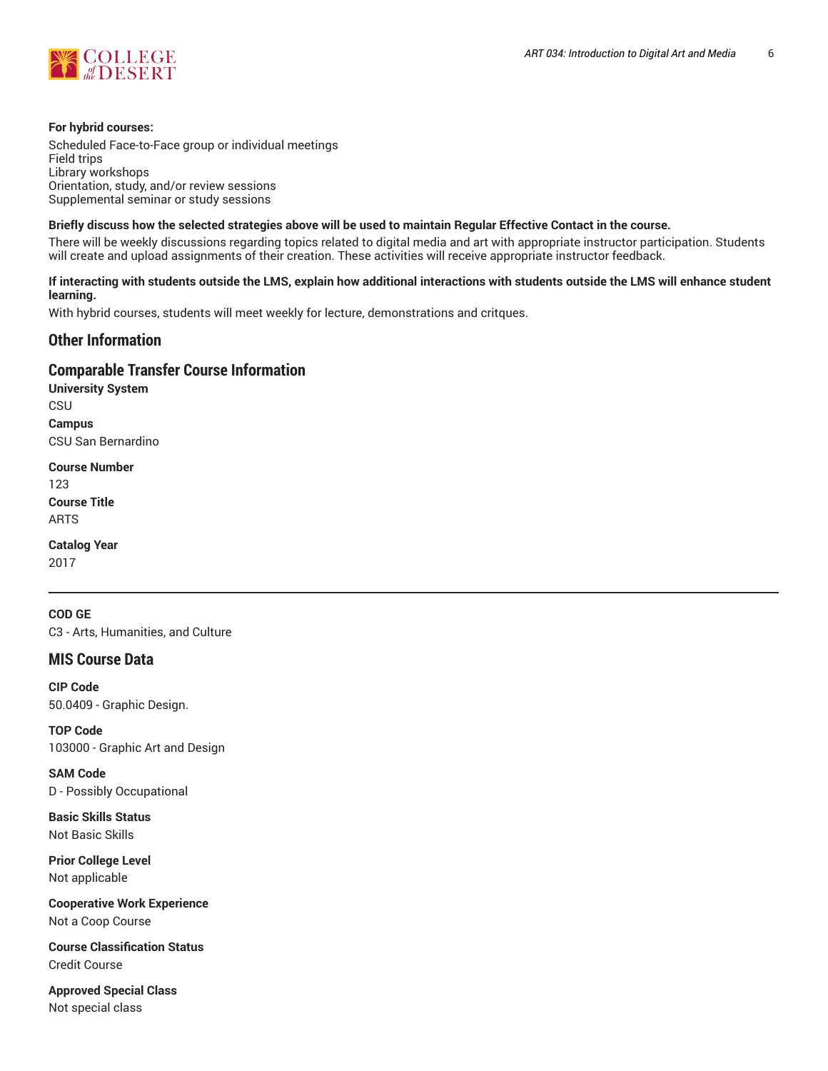**For hybrid courses:**

Scheduled Face-to-Face group or individual meetings
Field trips
Library workshops
Orientation, study, and/or review sessions
Supplemental seminar or study sessions

**Briefly discuss how the selected strategies above will be used to maintain Regular Effective Contact in the course.**

There will be weekly discussions regarding topics related to digital media and art with appropriate instructor participation. Students will create and upload assignments of their creation. These activities will receive appropriate instructor feedback.

**If interacting with students outside the LMS, explain how additional interactions with students outside the LMS will enhance student learning.**

With hybrid courses, students will meet weekly for lecture, demonstrations and critques.

## Other Information

## Comparable Transfer Course Information

**University System**
CSU

**Campus**
CSU San Bernardino

**Course Number**
123

**Course Title**
ARTS

**Catalog Year**
2017

---

**COD GE**
C3 - Arts, Humanities, and Culture

## MIS Course Data

**CIP Code**
50.0409 - Graphic Design.

**TOP Code**
103000 - Graphic Art and Design

**SAM Code**
D - Possibly Occupational

**Basic Skills Status**
Not Basic Skills

**Prior College Level**
Not applicable

**Cooperative Work Experience**
Not a Coop Course

**Course Classification Status**
Credit Course

**Approved Special Class**
Not special class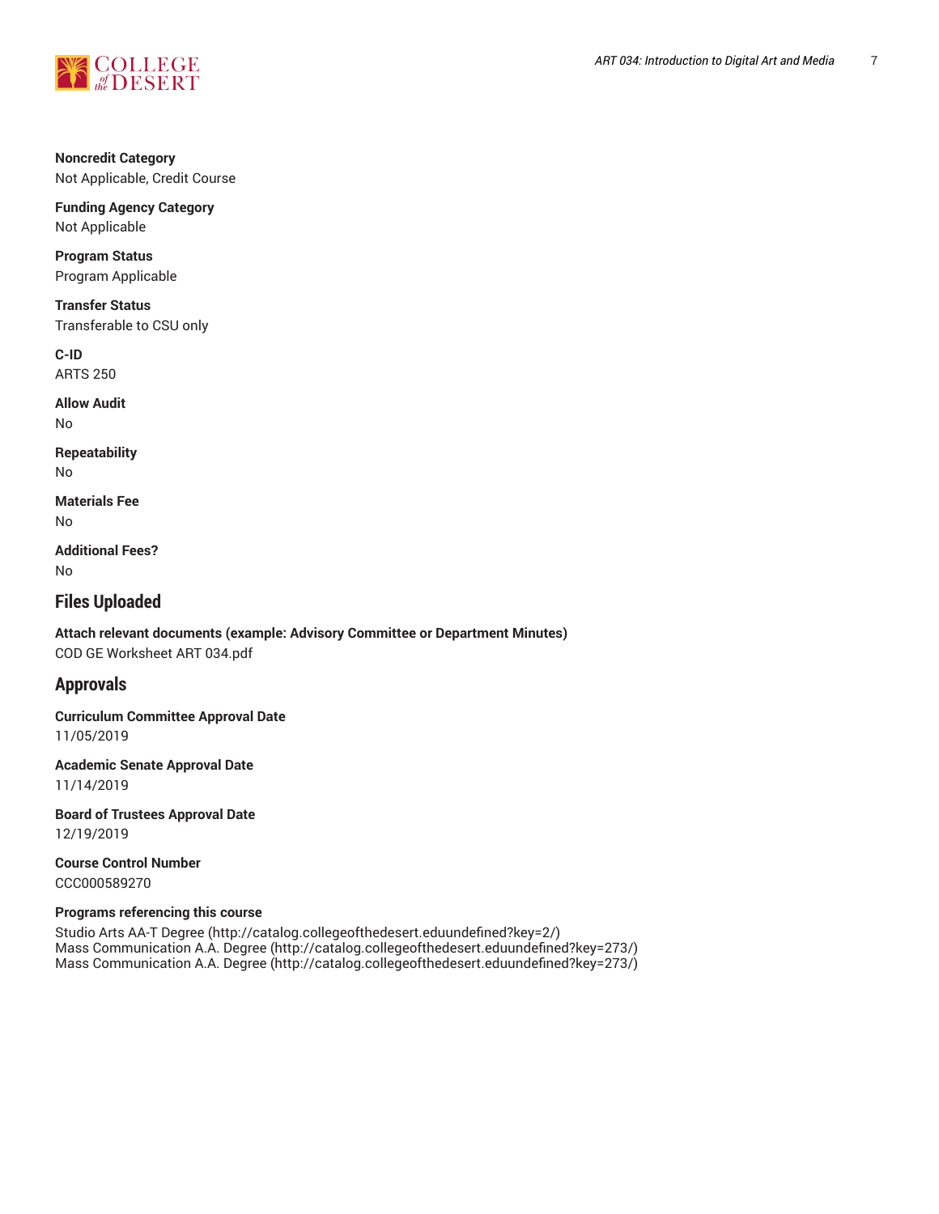**Noncredit Category**
Not Applicable, Credit Course

**Funding Agency Category**
Not Applicable

**Program Status**
Program Applicable

**Transfer Status**
Transferable to CSU only

**C-ID**
ARTS 250

**Allow Audit**
No

**Repeatability**
No

**Materials Fee**
No

**Additional Fees?**
No

## Files Uploaded

**Attach relevant documents (example: Advisory Committee or Department Minutes)**
COD GE Worksheet ART 034.pdf

## Approvals

**Curriculum Committee Approval Date**
11/05/2019

**Academic Senate Approval Date**
11/14/2019

**Board of Trustees Approval Date**
12/19/2019

**Course Control Number**
CCC000589270

**Programs referencing this course**
Studio Arts AA-T Degree (http://catalog.collegeofthedesert.eduundefined?key=2/)
Mass Communication A.A. Degree (http://catalog.collegeofthedesert.eduundefined?key=273/)
Mass Communication A.A. Degree (http://catalog.collegeofthedesert.eduundefined?key=273/)